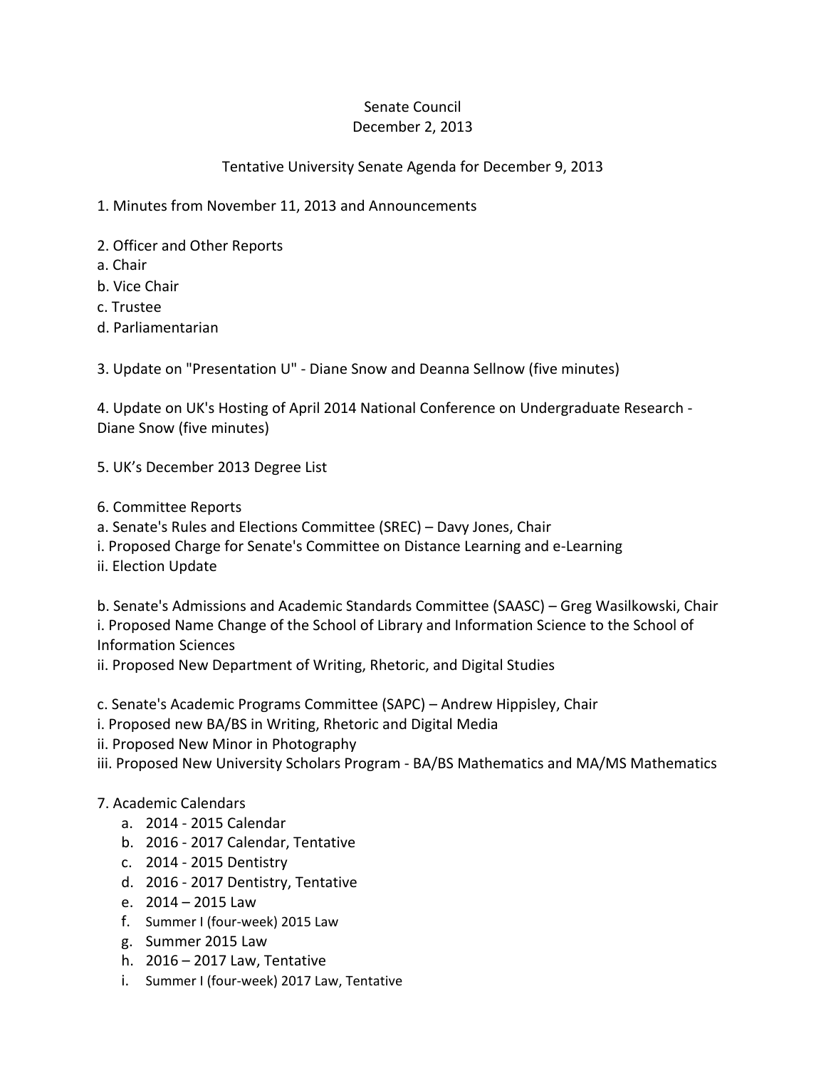Senate Council
December 2, 2013

Tentative University Senate Agenda for December 9, 2013

1. Minutes from November 11, 2013 and Announcements

2. Officer and Other Reports
a. Chair
b. Vice Chair
c. Trustee
d. Parliamentarian

3. Update on "Presentation U" - Diane Snow and Deanna Sellnow (five minutes)

4. Update on UK's Hosting of April 2014 National Conference on Undergraduate Research - Diane Snow (five minutes)

5. UK's December 2013 Degree List

6. Committee Reports
a. Senate's Rules and Elections Committee (SREC) – Davy Jones, Chair
i. Proposed Charge for Senate's Committee on Distance Learning and e-Learning
ii. Election Update

b. Senate's Admissions and Academic Standards Committee (SAASC) – Greg Wasilkowski, Chair
i. Proposed Name Change of the School of Library and Information Science to the School of Information Sciences
ii. Proposed New Department of Writing, Rhetoric, and Digital Studies

c. Senate's Academic Programs Committee (SAPC) – Andrew Hippisley, Chair
i. Proposed new BA/BS in Writing, Rhetoric and Digital Media
ii. Proposed New Minor in Photography
iii. Proposed New University Scholars Program - BA/BS Mathematics and MA/MS Mathematics

7. Academic Calendars
   a. 2014 - 2015 Calendar
   b. 2016 - 2017 Calendar, Tentative
   c. 2014 - 2015 Dentistry
   d. 2016 - 2017 Dentistry, Tentative
   e. 2014 – 2015 Law
   f. Summer I (four-week) 2015 Law
   g. Summer 2015 Law
   h. 2016 – 2017 Law, Tentative
   i. Summer I (four-week) 2017 Law, Tentative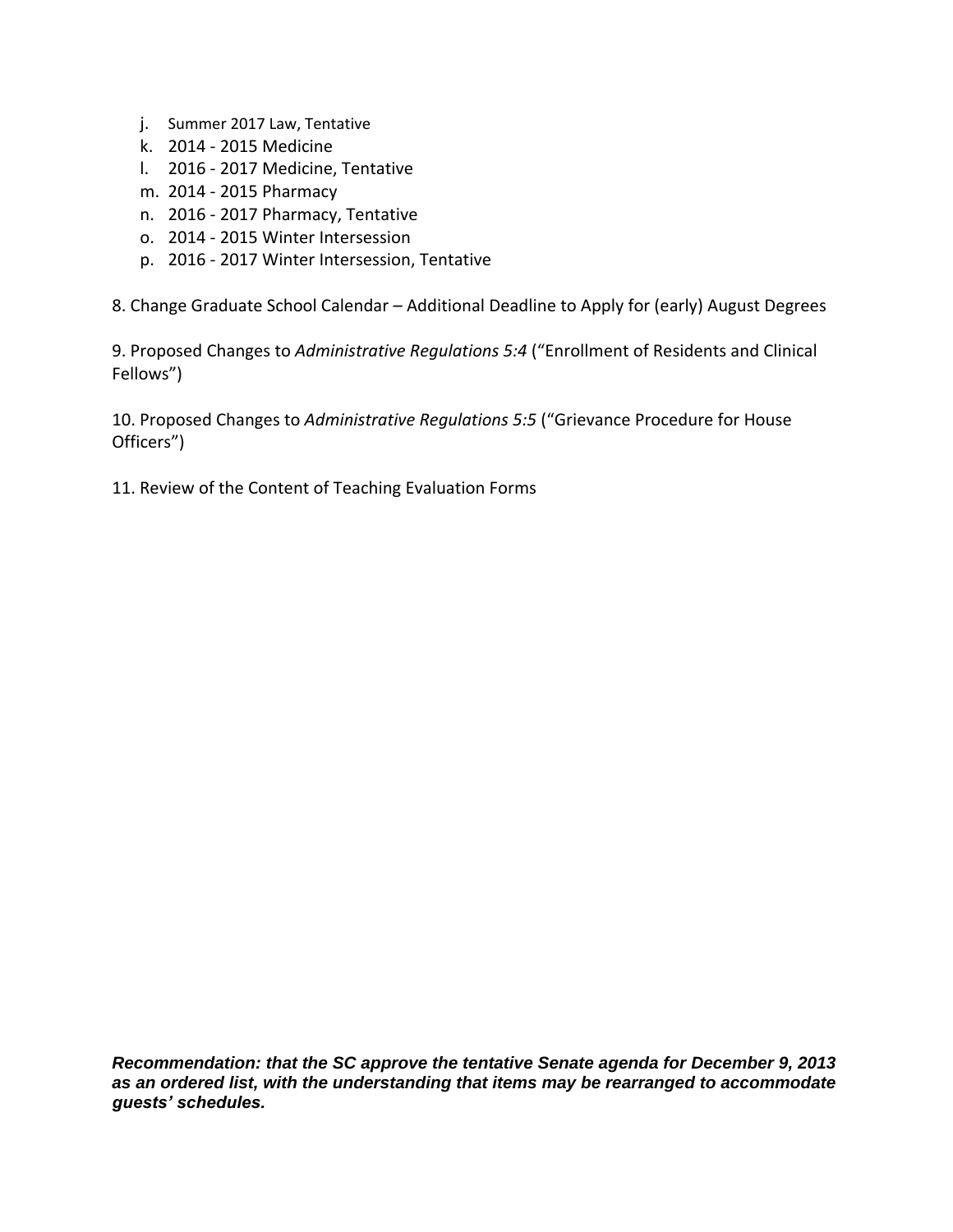j. Summer 2017 Law, Tentative
k. 2014 - 2015 Medicine
l. 2016 - 2017 Medicine, Tentative
m. 2014 - 2015 Pharmacy
n. 2016 - 2017 Pharmacy, Tentative
o. 2014 - 2015 Winter Intersession
p. 2016 - 2017 Winter Intersession, Tentative

8. Change Graduate School Calendar – Additional Deadline to Apply for (early) August Degrees

9. Proposed Changes to *Administrative Regulations 5:4* ("Enrollment of Residents and Clinical Fellows")

10. Proposed Changes to *Administrative Regulations 5:5* ("Grievance Procedure for House Officers")

11. Review of the Content of Teaching Evaluation Forms

***Recommendation: that the SC approve the tentative Senate agenda for December 9, 2013 as an ordered list, with the understanding that items may be rearranged to accommodate guests' schedules.***